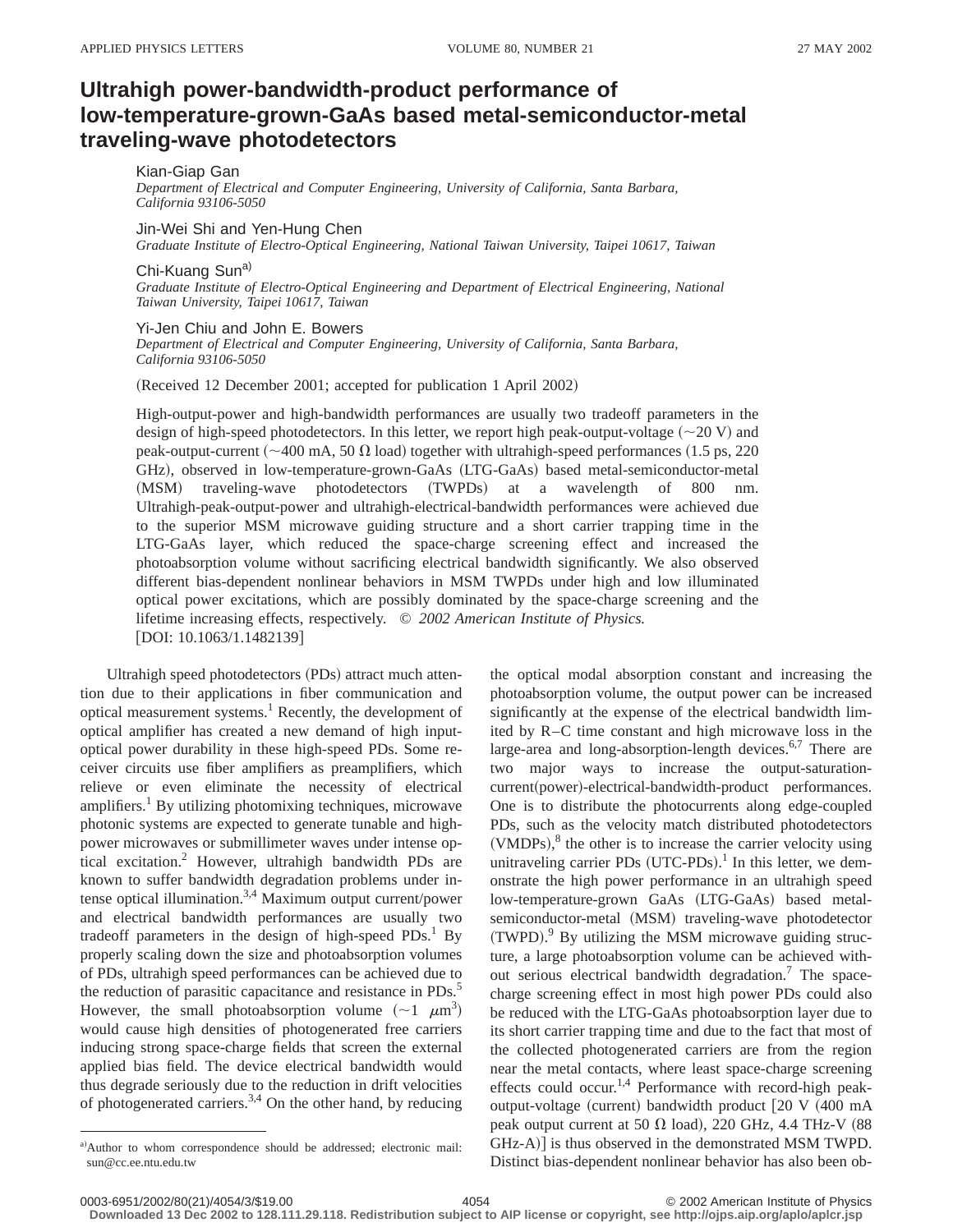# Ultrahigh power-bandwidth-product performance of low-temperature-grown-GaAs based metal-semiconductor-metal traveling-wave photodetectors

Kian-Giap Gan
*Department of Electrical and Computer Engineering, University of California, Santa Barbara, California 93106-5050*

Jin-Wei Shi and Yen-Hung Chen
*Graduate Institute of Electro-Optical Engineering, National Taiwan University, Taipei 10617, Taiwan*

Chi-Kuang Sun[a)]
*Graduate Institute of Electro-Optical Engineering and Department of Electrical Engineering, National Taiwan University, Taipei 10617, Taiwan*

Yi-Jen Chiu and John E. Bowers
*Department of Electrical and Computer Engineering, University of California, Santa Barbara, California 93106-5050*

(Received 12 December 2001; accepted for publication 1 April 2002)

High-output-power and high-bandwidth performances are usually two tradeoff parameters in the design of high-speed photodetectors. In this letter, we report high peak-output-voltage (~20 V) and peak-output-current (~400 mA, 50 Ω load) together with ultrahigh-speed performances (1.5 ps, 220 GHz), observed in low-temperature-grown-GaAs (LTG-GaAs) based metal-semiconductor-metal (MSM) traveling-wave photodetectors (TWPDs) at a wavelength of 800 nm. Ultrahigh-peak-output-power and ultrahigh-electrical-bandwidth performances were achieved due to the superior MSM microwave guiding structure and a short carrier trapping time in the LTG-GaAs layer, which reduced the space-charge screening effect and increased the photoabsorption volume without sacrificing electrical bandwidth significantly. We also observed different bias-dependent nonlinear behaviors in MSM TWPDs under high and low illuminated optical power excitations, which are possibly dominated by the space-charge screening and the lifetime increasing effects, respectively. *© 2002 American Institute of Physics.* [DOI: 10.1063/1.1482139]

Ultrahigh speed photodetectors (PDs) attract much attention due to their applications in fiber communication and optical measurement systems.[1] Recently, the development of optical amplifier has created a new demand of high input-optical power durability in these high-speed PDs. Some receiver circuits use fiber amplifiers as preamplifiers, which relieve or even eliminate the necessity of electrical amplifiers.[1] By utilizing photomixing techniques, microwave photonic systems are expected to generate tunable and high-power microwaves or submillimeter waves under intense optical excitation.[2] However, ultrahigh bandwidth PDs are known to suffer bandwidth degradation problems under intense optical illumination.[3,4] Maximum output current/power and electrical bandwidth performances are usually two tradeoff parameters in the design of high-speed PDs.[1] By properly scaling down the size and photoabsorption volumes of PDs, ultrahigh speed performances can be achieved due to the reduction of parasitic capacitance and resistance in PDs.[5] However, the small photoabsorption volume (~1 $\mu$m$^3$) would cause high densities of photogenerated free carriers inducing strong space-charge fields that screen the external applied bias field. The device electrical bandwidth would thus degrade seriously due to the reduction in drift velocities of photogenerated carriers.[3,4] On the other hand, by reducing the optical modal absorption constant and increasing the photoabsorption volume, the output power can be increased significantly at the expense of the electrical bandwidth limited by R–C time constant and high microwave loss in the large-area and long-absorption-length devices.[6,7] There are two major ways to increase the output-saturation-current(power)-electrical-bandwidth-product performances. One is to distribute the photocurrents along edge-coupled PDs, such as the velocity match distributed photodetectors (VMDPs),[8] the other is to increase the carrier velocity using unitraveling carrier PDs (UTC-PDs).[1] In this letter, we demonstrate the high power performance in an ultrahigh speed low-temperature-grown GaAs (LTG-GaAs) based metal-semiconductor-metal (MSM) traveling-wave photodetector (TWPD).[9] By utilizing the MSM microwave guiding structure, a large photoabsorption volume can be achieved without serious electrical bandwidth degradation.[7] The space-charge screening effect in most high power PDs could also be reduced with the LTG-GaAs photoabsorption layer due to its short carrier trapping time and due to the fact that most of the collected photogenerated carriers are from the region near the metal contacts, where least space-charge screening effects could occur.[1,4] Performance with record-high peak-output-voltage (current) bandwidth product [20 V (400 mA peak output current at 50 Ω load), 220 GHz, 4.4 THz-V (88 GHz-A)] is thus observed in the demonstrated MSM TWPD. Distinct bias-dependent nonlinear behavior has also been ob-

[a)]Author to whom correspondence should be addressed; electronic mail: sun@cc.ee.ntu.edu.tw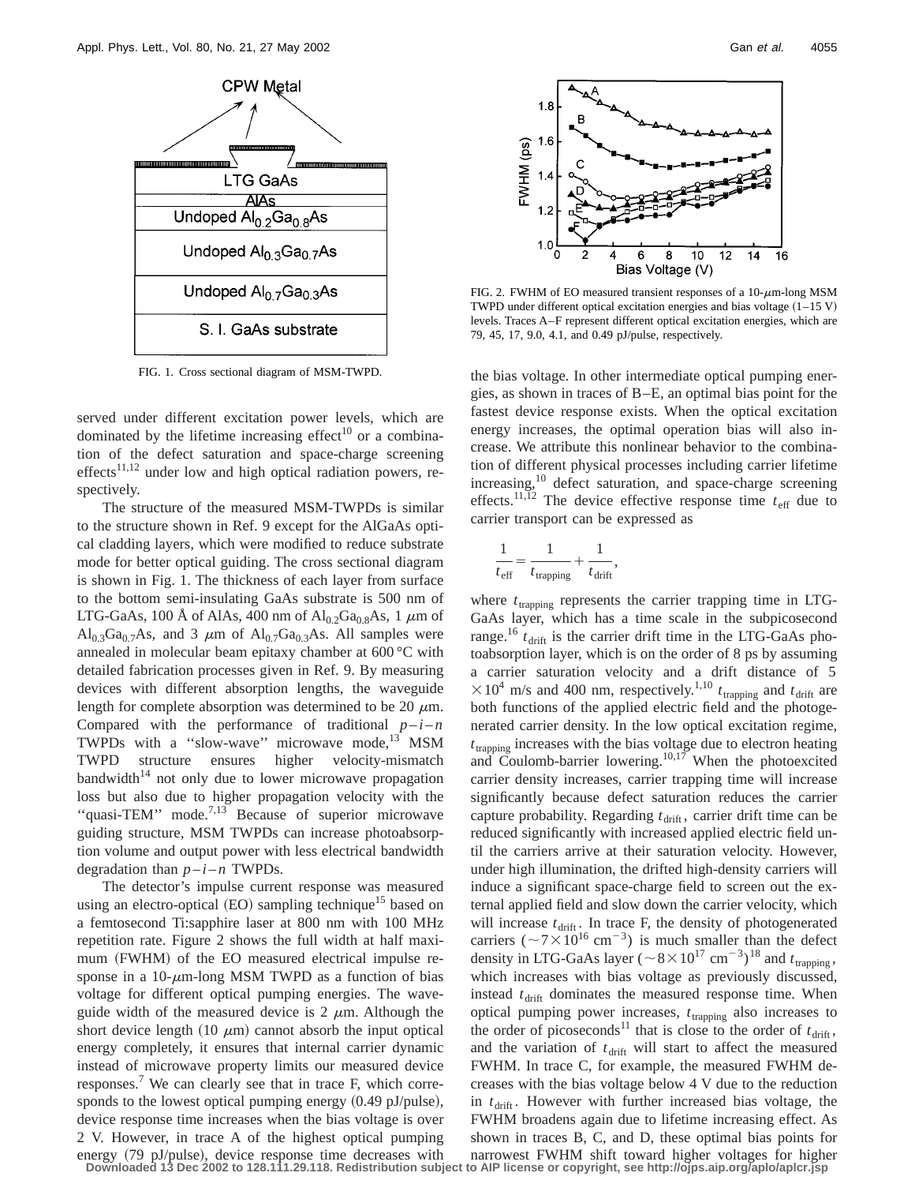FIG. 1. Cross sectional diagram of MSM-TWPD.

served under different excitation power levels, which are dominated by the lifetime increasing effect[10] or a combination of the defect saturation and space-charge screening effects[11,12] under low and high optical radiation powers, respectively.

The structure of the measured MSM-TWPDs is similar to the structure shown in Ref. 9 except for the AlGaAs optical cladding layers, which were modified to reduce substrate mode for better optical guiding. The cross sectional diagram is shown in Fig. 1. The thickness of each layer from surface to the bottom semi-insulating GaAs substrate is 500 nm of LTG-GaAs, 100 Å of AlAs, 400 nm of $Al_{0.2}Ga_{0.8}As$, 1 $\mu$m of $Al_{0.3}Ga_{0.7}As$, and 3 $\mu$m of $Al_{0.7}Ga_{0.3}As$. All samples were annealed in molecular beam epitaxy chamber at 600 °C with detailed fabrication processes given in Ref. 9. By measuring devices with different absorption lengths, the waveguide length for complete absorption was determined to be 20 $\mu$m. Compared with the performance of traditional $p$–$i$–$n$ TWPDs with a ''slow-wave'' microwave mode,[13] MSM TWPD structure ensures higher velocity-mismatch bandwidth[14] not only due to lower microwave propagation loss but also due to higher propagation velocity with the ''quasi-TEM'' mode.[7,13] Because of superior microwave guiding structure, MSM TWPDs can increase photoabsorption volume and output power with less electrical bandwidth degradation than $p$–$i$–$n$ TWPDs.

The detector's impulse current response was measured using an electro-optical (EO) sampling technique[15] based on a femtosecond Ti:sapphire laser at 800 nm with 100 MHz repetition rate. Figure 2 shows the full width at half maximum (FWHM) of the EO measured electrical impulse response in a 10-$\mu$m-long MSM TWPD as a function of bias voltage for different optical pumping energies. The waveguide width of the measured device is 2 $\mu$m. Although the short device length (10 $\mu$m) cannot absorb the input optical energy completely, it ensures that internal carrier dynamic instead of microwave property limits our measured device responses.[7] We can clearly see that in trace F, which corresponds to the lowest optical pumping energy (0.49 pJ/pulse), device response time increases when the bias voltage is over 2 V. However, in trace A of the highest optical pumping energy (79 pJ/pulse), device response time decreases with the bias voltage. In other intermediate optical pumping energies, as shown in traces of B–E, an optimal bias point for the fastest device response exists. When the optical excitation energy increases, the optimal operation bias will also increase. We attribute this nonlinear behavior to the combination of different physical processes including carrier lifetime increasing,[10] defect saturation, and space-charge screening effects.[11,12] The device effective response time $t_{\mathrm{eff}}$ due to carrier transport can be expressed as

FIG. 2. FWHM of EO measured transient responses of a 10-$\mu$m-long MSM TWPD under different optical excitation energies and bias voltage (1–15 V) levels. Traces A–F represent different optical excitation energies, which are 79, 45, 17, 9.0, 4.1, and 0.49 pJ/pulse, respectively.

$$\frac{1}{t_{\mathrm{eff}}} = \frac{1}{t_{\mathrm{trapping}}} + \frac{1}{t_{\mathrm{drift}}},$$

where $t_{\mathrm{trapping}}$ represents the carrier trapping time in LTG-GaAs layer, which has a time scale in the subpicosecond range.[16] $t_{\mathrm{drift}}$ is the carrier drift time in the LTG-GaAs photoabsorption layer, which is on the order of 8 ps by assuming a carrier saturation velocity and a drift distance of $5 \times 10^4$ m/s and 400 nm, respectively.[1,10] $t_{\mathrm{trapping}}$ and $t_{\mathrm{drift}}$ are both functions of the applied electric field and the photogenerated carrier density. In the low optical excitation regime, $t_{\mathrm{trapping}}$ increases with the bias voltage due to electron heating and Coulomb-barrier lowering.[10,17] When the photoexcited carrier density increases, carrier trapping time will increase significantly because defect saturation reduces the carrier capture probability. Regarding $t_{\mathrm{drift}}$, carrier drift time can be reduced significantly with increased applied electric field until the carriers arrive at their saturation velocity. However, under high illumination, the drifted high-density carriers will induce a significant space-charge field to screen out the external applied field and slow down the carrier velocity, which will increase $t_{\mathrm{drift}}$. In trace F, the density of photogenerated carriers ($\sim 7 \times 10^{16}$ cm$^{-3}$) is much smaller than the defect density in LTG-GaAs layer ($\sim 8 \times 10^{17}$ cm$^{-3}$)[18] and $t_{\mathrm{trapping}}$, which increases with bias voltage as previously discussed, instead $t_{\mathrm{drift}}$ dominates the measured response time. When optical pumping power increases, $t_{\mathrm{trapping}}$ also increases to the order of picoseconds[11] that is close to the order of $t_{\mathrm{drift}}$, and the variation of $t_{\mathrm{drift}}$ will start to affect the measured FWHM. In trace C, for example, the measured FWHM decreases with the bias voltage below 4 V due to the reduction in $t_{\mathrm{drift}}$. However with further increased bias voltage, the FWHM broadens again due to lifetime increasing effect. As shown in traces B, C, and D, these optimal bias points for narrowest FWHM shift toward higher voltages for higher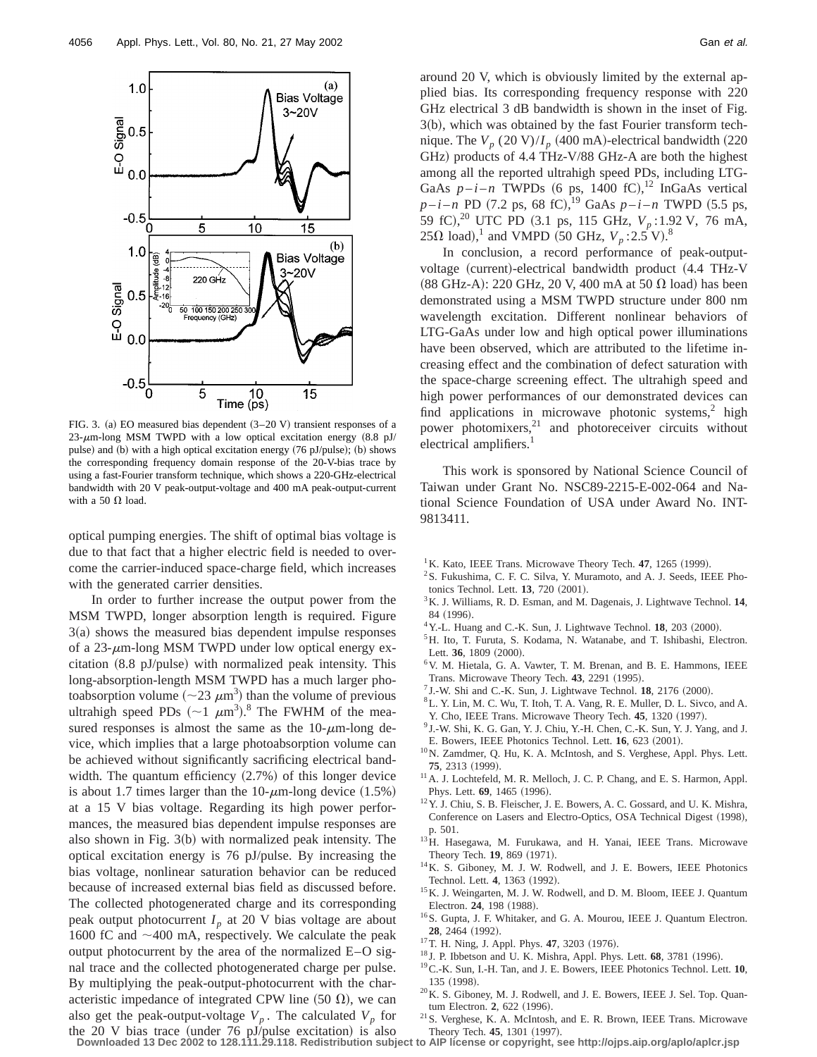(a)
Bias Voltage
3~20V
E-O Signal
1.0
0.5
0.0
-0.5
0 5 10 15

(b)
Bias Voltage
3~20V
Amplitude (dB)
220 GHz
Frequency (GHz)
E-O Signal
Time (ps)

FIG. 3. (a) EO measured bias dependent (3–20 V) transient responses of a 23-$\mu$m-long MSM TWPD with a low optical excitation energy (8.8 pJ/pulse) and (b) with a high optical excitation energy (76 pJ/pulse); (b) shows the corresponding frequency domain response of the 20-V-bias trace by using a fast-Fourier transform technique, which shows a 220-GHz-electrical bandwidth with 20 V peak-output-voltage and 400 mA peak-output-current with a 50 $\Omega$ load.

optical pumping energies. The shift of optimal bias voltage is due to that fact that a higher electric field is needed to overcome the carrier-induced space-charge field, which increases with the generated carrier densities.

In order to further increase the output power from the MSM TWPD, longer absorption length is required. Figure 3(a) shows the measured bias dependent impulse responses of a 23-$\mu$m-long MSM TWPD under low optical energy excitation (8.8 pJ/pulse) with normalized peak intensity. This long-absorption-length MSM TWPD has a much larger photoabsorption volume ($\sim$23 $\mu m^3$) than the volume of previous ultrahigh speed PDs ($\sim$1 $\mu m^3$).[8] The FWHM of the measured responses is almost the same as the 10-$\mu$m-long device, which implies that a large photoabsorption volume can be achieved without significantly sacrificing electrical bandwidth. The quantum efficiency (2.7%) of this longer device is about 1.7 times larger than the 10-$\mu$m-long device (1.5%) at a 15 V bias voltage. Regarding its high power performances, the measured bias dependent impulse responses are also shown in Fig. 3(b) with normalized peak intensity. The optical excitation energy is 76 pJ/pulse. By increasing the bias voltage, nonlinear saturation behavior can be reduced because of increased external bias field as discussed before. The collected photogenerated charge and its corresponding peak output photocurrent $I_p$ at 20 V bias voltage are about 1600 fC and $\sim$400 mA, respectively. We calculate the peak output photocurrent by the area of the normalized E–O signal trace and the collected photogenerated charge per pulse. By multiplying the peak-output-photocurrent with the characteristic impedance of integrated CPW line (50 $\Omega$), we can also get the peak-output-voltage $V_p$. The calculated $V_p$ for the 20 V bias trace (under 76 pJ/pulse excitation) is also around 20 V, which is obviously limited by the external applied bias. Its corresponding frequency response with 220 GHz electrical 3 dB bandwidth is shown in the inset of Fig. 3(b), which was obtained by the fast Fourier transform technique. The $V_p$ (20 V)/$I_p$ (400 mA)-electrical bandwidth (220 GHz) products of 4.4 THz-V/88 GHz-A are both the highest among all the reported ultrahigh speed PDs, including LTG-GaAs $p$–$i$–$n$ TWPDs (6 ps, 1400 fC),[12] InGaAs vertical $p$–$i$–$n$ PD (7.2 ps, 68 fC),[19] GaAs $p$–$i$–$n$ TWPD (5.5 ps, 59 fC),[20] UTC PD (3.1 ps, 115 GHz, $V_p$:1.92 V, 76 mA, 25$\Omega$ load),[1] and VMPD (50 GHz, $V_p$:2.5 V).[8]

In conclusion, a record performance of peak-output-voltage (current)-electrical bandwidth product (4.4 THz-V (88 GHz-A): 220 GHz, 20 V, 400 mA at 50 $\Omega$ load) has been demonstrated using a MSM TWPD structure under 800 nm wavelength excitation. Different nonlinear behaviors of LTG-GaAs under low and high optical power illuminations have been observed, which are attributed to the lifetime increasing effect and the combination of defect saturation with the space-charge screening effect. The ultrahigh speed and high power performances of our demonstrated devices can find applications in microwave photonic systems,[2] high power photomixers,[21] and photoreceiver circuits without electrical amplifiers.[1]

This work is sponsored by National Science Council of Taiwan under Grant No. NSC89-2215-E-002-064 and National Science Foundation of USA under Award No. INT-9813411.

[1] K. Kato, IEEE Trans. Microwave Theory Tech. **47**, 1265 (1999).
[2] S. Fukushima, C. F. C. Silva, Y. Muramoto, and A. J. Seeds, IEEE Photonics Technol. Lett. **13**, 720 (2001).
[3] K. J. Williams, R. D. Esman, and M. Dagenais, J. Lightwave Technol. **14**, 84 (1996).
[4] Y.-L. Huang and C.-K. Sun, J. Lightwave Technol. **18**, 203 (2000).
[5] H. Ito, T. Furuta, S. Kodama, N. Watanabe, and T. Ishibashi, Electron. Lett. **36**, 1809 (2000).
[6] V. M. Hietala, G. A. Vawter, T. M. Brenan, and B. E. Hammons, IEEE Trans. Microwave Theory Tech. **43**, 2291 (1995).
[7] J.-W. Shi and C.-K. Sun, J. Lightwave Technol. **18**, 2176 (2000).
[8] L. Y. Lin, M. C. Wu, T. Itoh, T. A. Vang, R. E. Muller, D. L. Sivco, and A. Y. Cho, IEEE Trans. Microwave Theory Tech. **45**, 1320 (1997).
[9] J.-W. Shi, K. G. Gan, Y. J. Chiu, Y.-H. Chen, C.-K. Sun, Y. J. Yang, and J. E. Bowers, IEEE Photonics Technol. Lett. **16**, 623 (2001).
[10] N. Zamdmer, Q. Hu, K. A. McIntosh, and S. Verghese, Appl. Phys. Lett. **75**, 2313 (1999).
[11] A. J. Lochtefeld, M. R. Melloch, J. C. P. Chang, and E. S. Harmon, Appl. Phys. Lett. **69**, 1465 (1996).
[12] Y. J. Chiu, S. B. Fleischer, J. E. Bowers, A. C. Gossard, and U. K. Mishra, Conference on Lasers and Electro-Optics, OSA Technical Digest (1998), p. 501.
[13] H. Hasegawa, M. Furukawa, and H. Yanai, IEEE Trans. Microwave Theory Tech. **19**, 869 (1971).
[14] K. S. Giboney, M. J. W. Rodwell, and J. E. Bowers, IEEE Photonics Technol. Lett. **4**, 1363 (1992).
[15] K. J. Weingarten, M. J. W. Rodwell, and D. M. Bloom, IEEE J. Quantum Electron. **24**, 198 (1988).
[16] S. Gupta, J. F. Whitaker, and G. A. Mourou, IEEE J. Quantum Electron. **28**, 2464 (1992).
[17] T. H. Ning, J. Appl. Phys. **47**, 3203 (1976).
[18] J. P. Ibbetson and U. K. Mishra, Appl. Phys. Lett. **68**, 3781 (1996).
[19] C.-K. Sun, I.-H. Tan, and J. E. Bowers, IEEE Photonics Technol. Lett. **10**, 135 (1998).
[20] K. S. Giboney, M. J. W. Rodwell, and J. E. Bowers, IEEE J. Sel. Top. Quantum Electron. **2**, 622 (1996).
[21] S. Verghese, K. A. McIntosh, and E. R. Brown, IEEE Trans. Microwave Theory Tech. **45**, 1301 (1997).